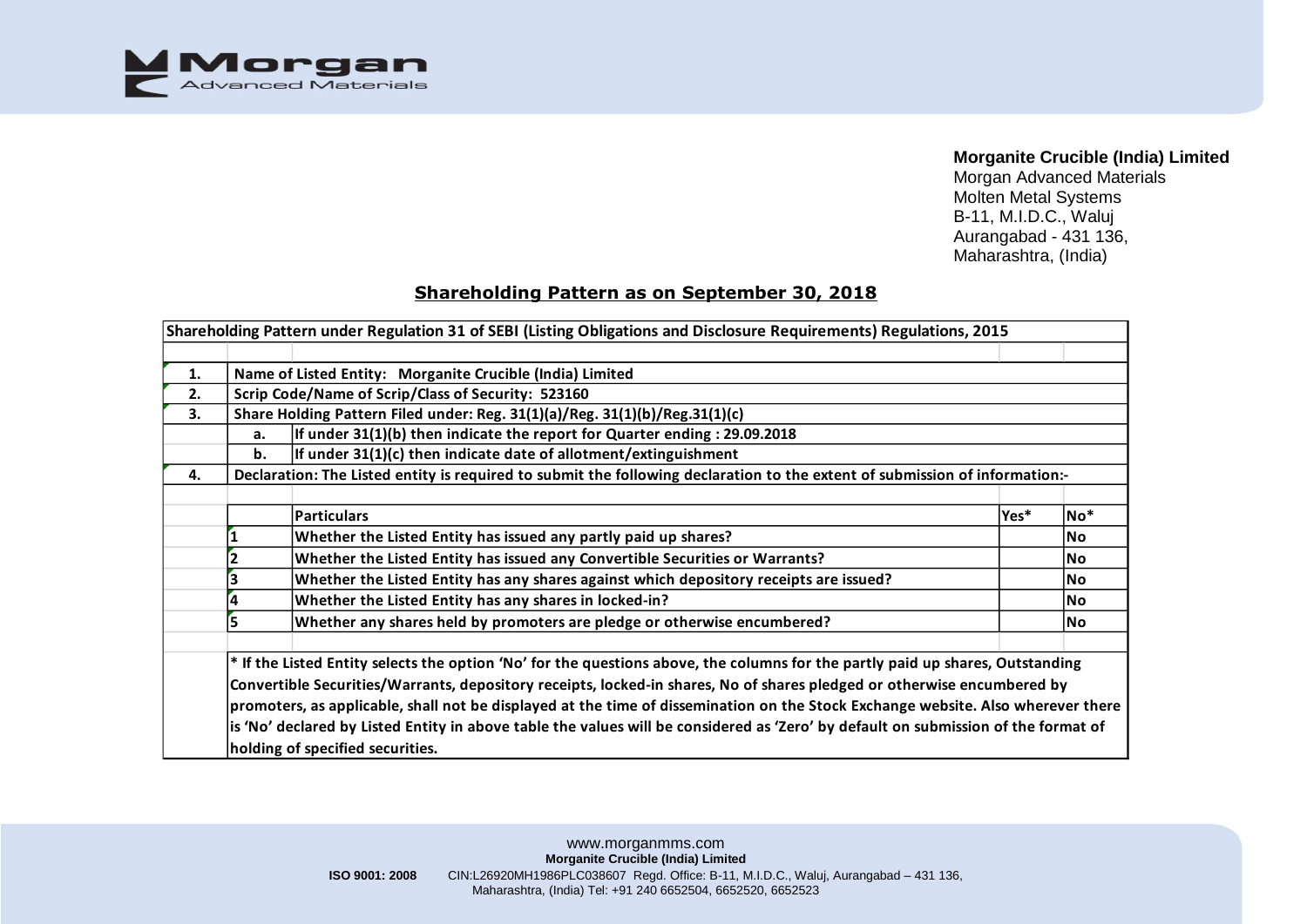**Morganite Crucible (India) Limited**
Morgan Advanced Materials
Molten Metal Systems
B-11, M.I.D.C., Waluj
Aurangabad - 431 136,
Maharashtra, (India)

## Shareholding Pattern as on September 30, 2018

**Shareholding Pattern under Regulation 31 of SEBI (Listing Obligations and Disclosure Requirements) Regulations, 2015**

| | | | | |
|---|---|---|---|---|
| **1.** | **Name of Listed Entity: Morganite Crucible (India) Limited** | | | |
| **2.** | **Scrip Code/Name of Scrip/Class of Security: 523160** | | | |
| **3.** | **Share Holding Pattern Filed under: Reg. 31(1)(a)/Reg. 31(1)(b)/Reg.31(1)(c)** | | | |
| | **a.** | **If under 31(1)(b) then indicate the report for Quarter ending : 29.09.2018** | | |
| | **b.** | **If under 31(1)(c) then indicate date of allotment/extinguishment** | | |
| **4.** | **Declaration: The Listed entity is required to submit the following declaration to the extent of submission of information:-** | | | |
| | | **Particulars** | **Yes*** | **No*** |
| | **1** | **Whether the Listed Entity has issued any partly paid up shares?** | | **No** |
| | **2** | **Whether the Listed Entity has issued any Convertible Securities or Warrants?** | | **No** |
| | **3** | **Whether the Listed Entity has any shares against which depository receipts are issued?** | | **No** |
| | **4** | **Whether the Listed Entity has any shares in locked-in?** | | **No** |
| | **5** | **Whether any shares held by promoters are pledge or otherwise encumbered?** | | **No** |

**\* If the Listed Entity selects the option 'No' for the questions above, the columns for the partly paid up shares, Outstanding Convertible Securities/Warrants, depository receipts, locked-in shares, No of shares pledged or otherwise encumbered by promoters, as applicable, shall not be displayed at the time of dissemination on the Stock Exchange website. Also wherever there is 'No' declared by Listed Entity in above table the values will be considered as 'Zero' by default on submission of the format of holding of specified securities.**

www.morganmms.com
**Morganite Crucible (India) Limited**
**ISO 9001: 2008** CIN:L26920MH1986PLC038607 Regd. Office: B-11, M.I.D.C., Waluj, Aurangabad – 431 136, Maharashtra, (India) Tel: +91 240 6652504, 6652520, 6652523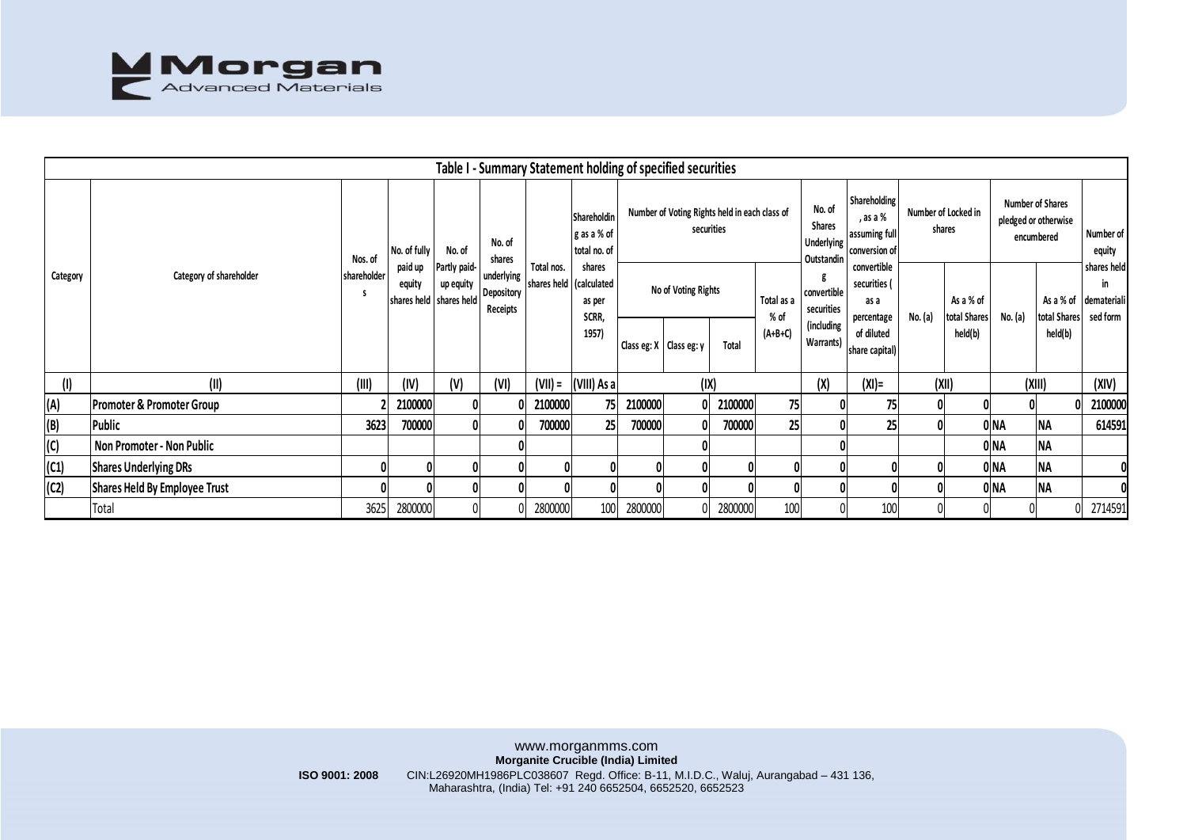## Table I - Summary Statement holding of specified securities

| Category | Category of shareholder | Nos. of shareholders | No. of fully paid up equity shares held | No. of Partly paid-up equity shares held | No. of shares underlying Depository Receipts | Total nos. shares held | Shareholding as a % of total no. of shares (calculated as per SCRR, 1957) | Number of Voting Rights held in each class of securities | | | | No. of Shares Underlying Outstanding convertible securities (including Warrants) | Shareholding, as a % assuming full conversion of convertible securities ( as a percentage of diluted share capital) | Number of Locked in shares | | Number of Shares pledged or otherwise encumbered | | Number of equity shares held in dematerialised form |
|---|---|---|---|---|---|---|---|---|---|---|---|---|---|---|---|---|---|---|
| | | | | | | | | No of Voting Rights | | | Total as a % of (A+B+C) | | | No. (a) | As a % of total Shares held(b) | No. (a) | As a % of total Shares held(b) | |
| | | | | | | | | Class eg: X | Class eg: y | Total | | | | | | | | |
| (I) | (II) | (III) | (IV) | (V) | (VI) | (VII) = | (VIII) As a | (IX) | | | | (X) | (XI)= | (XII) | | (XIII) | | (XIV) |
| (A) | **Promoter & Promoter Group** | 2 | 2100000 | 0 | 0 | 2100000 | 75 | 2100000 | 0 | 2100000 | 75 | 0 | 75 | 0 | 0 | 0 | 0 | 2100000 |
| (B) | **Public** | 3623 | 700000 | 0 | 0 | 700000 | 25 | 700000 | 0 | 700000 | 25 | 0 | 25 | 0 | 0 | NA | NA | 614591 |
| (C) | **Non Promoter - Non Public** | | | | 0 | | | | 0 | | | 0 | | | 0 | NA | NA | |
| (C1) | **Shares Underlying DRs** | 0 | 0 | 0 | 0 | 0 | 0 | 0 | 0 | 0 | 0 | 0 | 0 | 0 | 0 | NA | NA | 0 |
| (C2) | **Shares Held By Employee Trust** | 0 | 0 | 0 | 0 | 0 | 0 | 0 | 0 | 0 | 0 | 0 | 0 | 0 | 0 | NA | NA | 0 |
| | Total | 3625 | 2800000 | 0 | 0 | 2800000 | 100 | 2800000 | 0 | 2800000 | 100 | 0 | 100 | 0 | 0 | 0 | 0 | 2714591 |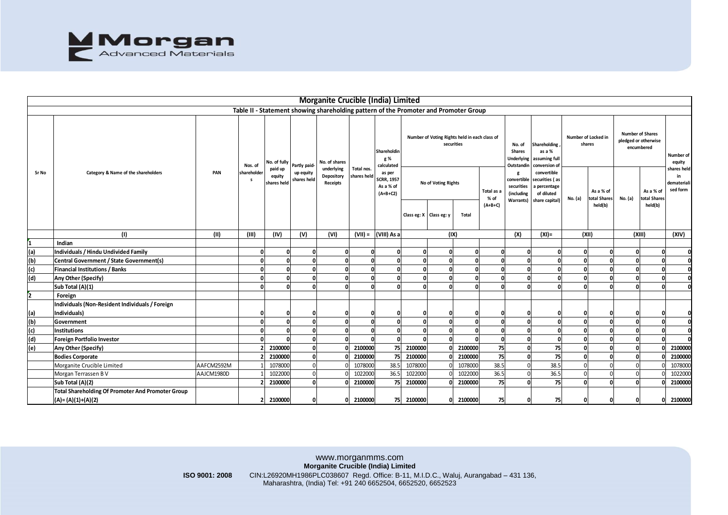## Morganite Crucible (India) Limited

### Table II - Statement showing shareholding pattern of the Promoter and Promoter Group

| Sr No | Category & Name of the shareholders | PAN | Nos. of shareholders | No. of fully paid up equity shares held | Partly paid-up equity shares held | No. of shares underlying Depository Receipts | Total nos. shares held | Shareholding % calculated as per SCRR, 1957 As a % of (A+B+C2) | Number of Voting Rights held in each class of securities | | | | No. of Shares Underlying Outstanding convertible securities (including Warrants) | Shareholding , as a % assuming full conversion of convertible securities ( as a percentage of diluted share capital) | Number of Locked in shares | | Number of Shares pledged or otherwise encumbered | | Number of equity shares held in dematerialised form |
|---|---|---|---|---|---|---|---|---|---|---|---|---|---|---|---|---|---|---|---|
| | | | | | | | | | No of Voting Rights | | | Total as a % of (A+B+C) | | | No. (a) | As a % of total Shares held(b) | No. (a) | As a % of total Shares held(b) | |
| | | | | | | | | | Class eg: X | Class eg: y | Total | | | | | | | | |
| | (I) | (II) | (III) | (IV) | (V) | (VI) | (VII) = | (VIII) As a | (IX) | | | | (X) | (XI)= | (XII) | | (XIII) | | (XIV) |
| 1 | **Indian** | | | | | | | | | | | | | | | | | | |
| (a) | **Individuals / Hindu Undivided Family** | | 0 | 0 | 0 | 0 | 0 | 0 | 0 | 0 | 0 | 0 | 0 | 0 | 0 | 0 | 0 | 0 | 0 |
| (b) | **Central Government / State Government(s)** | | 0 | 0 | 0 | 0 | 0 | 0 | 0 | 0 | 0 | 0 | 0 | 0 | 0 | 0 | 0 | 0 | 0 |
| (c) | **Financial Institutions / Banks** | | 0 | 0 | 0 | 0 | 0 | 0 | 0 | 0 | 0 | 0 | 0 | 0 | 0 | 0 | 0 | 0 | 0 |
| (d) | **Any Other (Specify)** | | 0 | 0 | 0 | 0 | 0 | 0 | 0 | 0 | 0 | 0 | 0 | 0 | 0 | 0 | 0 | 0 | 0 |
| | **Sub Total (A)(1)** | | 0 | 0 | 0 | 0 | 0 | 0 | 0 | 0 | 0 | 0 | 0 | 0 | 0 | 0 | 0 | 0 | 0 |
| 2 | **Foreign** | | | | | | | | | | | | | | | | | | |
| (a) | **Individuals (Non-Resident Individuals / Foreign Individuals)** | | 0 | 0 | 0 | 0 | 0 | 0 | 0 | 0 | 0 | 0 | 0 | 0 | 0 | 0 | 0 | 0 | 0 |
| (b) | **Government** | | 0 | 0 | 0 | 0 | 0 | 0 | 0 | 0 | 0 | 0 | 0 | 0 | 0 | 0 | 0 | 0 | 0 |
| (c) | **Institutions** | | 0 | 0 | 0 | 0 | 0 | 0 | 0 | 0 | 0 | 0 | 0 | 0 | 0 | 0 | 0 | 0 | 0 |
| (d) | **Foreign Portfolio Investor** | | 0 | 0 | 0 | 0 | 0 | 0 | 0 | 0 | 0 | 0 | 0 | 0 | 0 | 0 | 0 | 0 | 0 |
| (e) | **Any Other (Specify)** | | 2 | 2100000 | 0 | 0 | 2100000 | 75 | 2100000 | 0 | 2100000 | 75 | 0 | 75 | 0 | 0 | 0 | 0 | 2100000 |
| | **Bodies Corporate** | | 2 | 2100000 | 0 | 0 | 2100000 | 75 | 2100000 | 0 | 2100000 | 75 | 0 | 75 | 0 | 0 | 0 | 0 | 2100000 |
| | Morganite Crucible Limited | AAFCM2592M | 1 | 1078000 | 0 | 0 | 1078000 | 38.5 | 1078000 | 0 | 1078000 | 38.5 | 0 | 38.5 | 0 | 0 | 0 | 0 | 1078000 |
| | Morgan Terrassen B V | AAJCM1980D | 1 | 1022000 | 0 | 0 | 1022000 | 36.5 | 1022000 | 0 | 1022000 | 36.5 | 0 | 36.5 | 0 | 0 | 0 | 0 | 1022000 |
| | **Sub Total (A)(2)** | | 2 | 2100000 | 0 | 0 | 2100000 | 75 | 2100000 | 0 | 2100000 | 75 | 0 | 75 | 0 | 0 | 0 | 0 | 2100000 |
| | **Total Shareholding Of Promoter And Promoter Group (A)= (A)(1)+(A)(2)** | | 2 | 2100000 | 0 | 0 | 2100000 | 75 | 2100000 | 0 | 2100000 | 75 | 0 | 75 | 0 | 0 | 0 | 0 | 2100000 |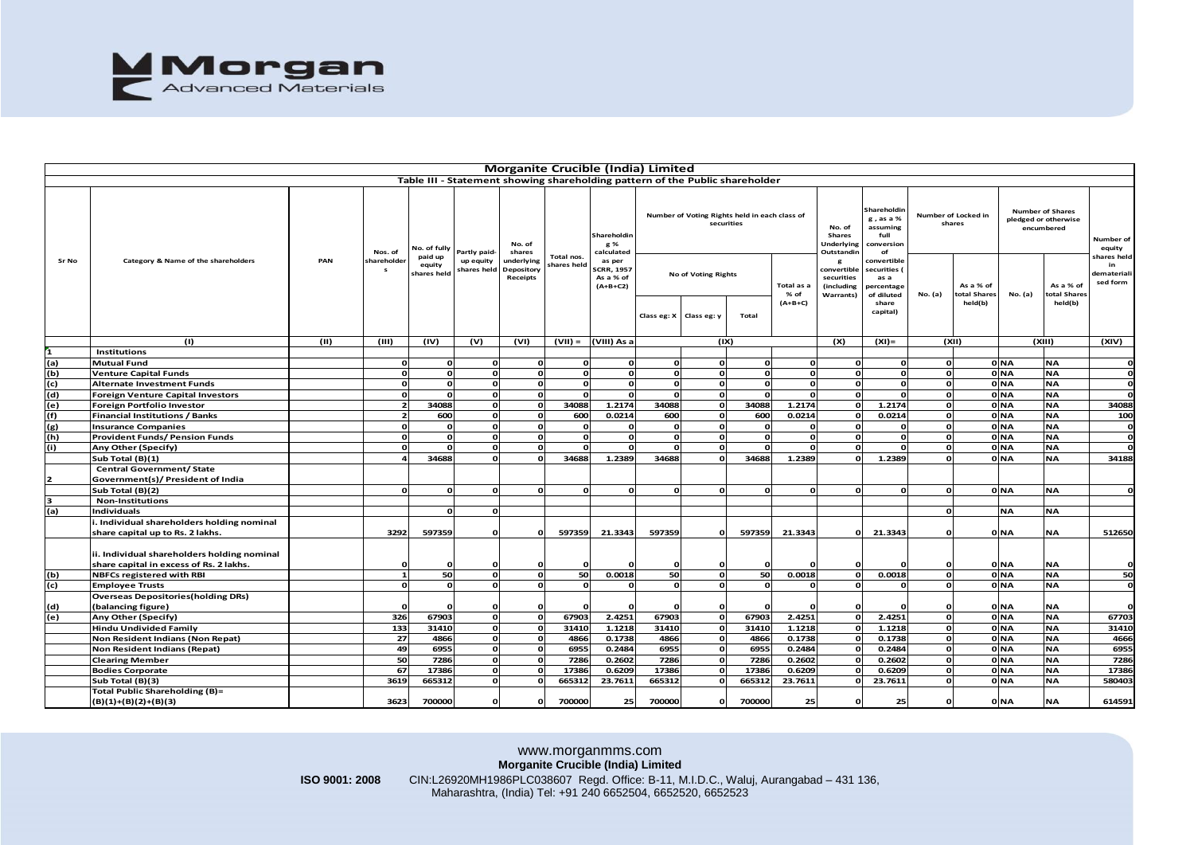# Morganite Crucible (India) Limited

## Table III - Statement showing shareholding pattern of the Public shareholder

| Sr No | Category & Name of the shareholders | PAN | Nos. of shareholders | No. of fully paid up equity shares held | Partly paid-up equity shares held | No. of shares underlying Depository Receipts | Total nos. shares held | Shareholding % calculated as per SCRR, 1957 As a % of (A+B+C2) | Number of Voting Rights held in each class of securities | | | | No. of Shares Underlying Outstanding convertible securities (including Warrants) | Shareholding , as a % assuming full conversion of convertible securities ( as a percentage of diluted share capital) | Number of Locked in shares | | Number of Shares pledged or otherwise encumbered | | Number of equity shares held in dematerialised form |
|---|---|---|---|---|---|---|---|---|---|---|---|---|---|---|---|---|---|---|---|
| | | | | | | | | | No of Voting Rights | | | Total as a % of (A+B+C) | | | No. (a) | As a % of total Shares held(b) | No. (a) | As a % of total Shares held(b) | |
| | | | | | | | | | Class eg: X | Class eg: y | Total | | | | | | | | |
| | (I) | (II) | (III) | (IV) | (V) | (VI) | (VII) = | (VIII) As a | (IX) | | | | (X) | (XI)= | (XII) | | (XIII) | | (XIV) |
| 1 | Institutions | | | | | | | | | | | | | | | | | | |
| (a) | Mutual Fund | | 0 | 0 | 0 | 0 | 0 | 0 | 0 | 0 | 0 | 0 | 0 | 0 | 0 | 0 | NA | NA | 0 |
| (b) | Venture Capital Funds | | 0 | 0 | 0 | 0 | 0 | 0 | 0 | 0 | 0 | 0 | 0 | 0 | 0 | 0 | NA | NA | 0 |
| (c) | Alternate Investment Funds | | 0 | 0 | 0 | 0 | 0 | 0 | 0 | 0 | 0 | 0 | 0 | 0 | 0 | 0 | NA | NA | 0 |
| (d) | Foreign Venture Capital Investors | | 0 | 0 | 0 | 0 | 0 | 0 | 0 | 0 | 0 | 0 | 0 | 0 | 0 | 0 | NA | NA | 0 |
| (e) | Foreign Portfolio Investor | | 2 | 34088 | 0 | 0 | 34088 | 1.2174 | 34088 | 0 | 34088 | 1.2174 | 0 | 1.2174 | 0 | 0 | NA | NA | 34088 |
| (f) | Financial Institutions / Banks | | 2 | 600 | 0 | 0 | 600 | 0.0214 | 600 | 0 | 600 | 0.0214 | 0 | 0.0214 | 0 | 0 | NA | NA | 100 |
| (g) | Insurance Companies | | 0 | 0 | 0 | 0 | 0 | 0 | 0 | 0 | 0 | 0 | 0 | 0 | 0 | 0 | NA | NA | 0 |
| (h) | Provident Funds/ Pension Funds | | 0 | 0 | 0 | 0 | 0 | 0 | 0 | 0 | 0 | 0 | 0 | 0 | 0 | 0 | NA | NA | 0 |
| (i) | Any Other (Specify) | | 0 | 0 | 0 | 0 | 0 | 0 | 0 | 0 | 0 | 0 | 0 | 0 | 0 | 0 | NA | NA | 0 |
| | Sub Total (B)(1) | | 4 | 34688 | 0 | 0 | 34688 | 1.2389 | 34688 | 0 | 34688 | 1.2389 | 0 | 1.2389 | 0 | 0 | NA | NA | 34188 |
| 2 | Central Government/ State Government(s)/ President of India | | | | | | | | | | | | | | | | | | |
| | Sub Total (B)(2) | | 0 | 0 | 0 | 0 | 0 | 0 | 0 | 0 | 0 | 0 | 0 | 0 | 0 | 0 | NA | NA | 0 |
| 3 | Non-Institutions | | | | | | | | | | | | | | | | | | |
| (a) | Individuals | | | 0 | 0 | | | | | | | | | | 0 | | NA | NA | |
| | i. Individual shareholders holding nominal share capital up to Rs. 2 lakhs. | | 3292 | 597359 | 0 | 0 | 597359 | 21.3343 | 597359 | 0 | 597359 | 21.3343 | 0 | 21.3343 | 0 | 0 | NA | NA | 512650 |
| | ii. Individual shareholders holding nominal share capital in excess of Rs. 2 lakhs. | | 0 | 0 | 0 | 0 | 0 | 0 | 0 | 0 | 0 | 0 | 0 | 0 | 0 | 0 | NA | NA | 0 |
| (b) | NBFCs registered with RBI | | 1 | 50 | 0 | 0 | 50 | 0.0018 | 50 | 0 | 50 | 0.0018 | 0 | 0.0018 | 0 | 0 | NA | NA | 50 |
| (c) | Employee Trusts | | 0 | 0 | 0 | 0 | 0 | 0 | 0 | 0 | 0 | 0 | 0 | 0 | 0 | 0 | NA | NA | 0 |
| (d) | Overseas Depositories(holding DRs) (balancing figure) | | 0 | 0 | 0 | 0 | 0 | 0 | 0 | 0 | 0 | 0 | 0 | 0 | 0 | 0 | NA | NA | 0 |
| (e) | Any Other (Specify) | | 326 | 67903 | 0 | 0 | 67903 | 2.4251 | 67903 | 0 | 67903 | 2.4251 | 0 | 2.4251 | 0 | 0 | NA | NA | 67703 |
| | Hindu Undivided Family | | 133 | 31410 | 0 | 0 | 31410 | 1.1218 | 31410 | 0 | 31410 | 1.1218 | 0 | 1.1218 | 0 | 0 | NA | NA | 31410 |
| | Non Resident Indians (Non Repat) | | 27 | 4866 | 0 | 0 | 4866 | 0.1738 | 4866 | 0 | 4866 | 0.1738 | 0 | 0.1738 | 0 | 0 | NA | NA | 4666 |
| | Non Resident Indians (Repat) | | 49 | 6955 | 0 | 0 | 6955 | 0.2484 | 6955 | 0 | 6955 | 0.2484 | 0 | 0.2484 | 0 | 0 | NA | NA | 6955 |
| | Clearing Member | | 50 | 7286 | 0 | 0 | 7286 | 0.2602 | 7286 | 0 | 7286 | 0.2602 | 0 | 0.2602 | 0 | 0 | NA | NA | 7286 |
| | Bodies Corporate | | 67 | 17386 | 0 | 0 | 17386 | 0.6209 | 17386 | 0 | 17386 | 0.6209 | 0 | 0.6209 | 0 | 0 | NA | NA | 17386 |
| | Sub Total (B)(3) | | 3619 | 665312 | 0 | 0 | 665312 | 23.7611 | 665312 | 0 | 665312 | 23.7611 | 0 | 23.7611 | 0 | 0 | NA | NA | 580403 |
| | Total Public Shareholding (B)= (B)(1)+(B)(2)+(B)(3) | | 3623 | 700000 | 0 | 0 | 700000 | 25 | 700000 | 0 | 700000 | 25 | 0 | 25 | 0 | 0 | NA | NA | 614591 |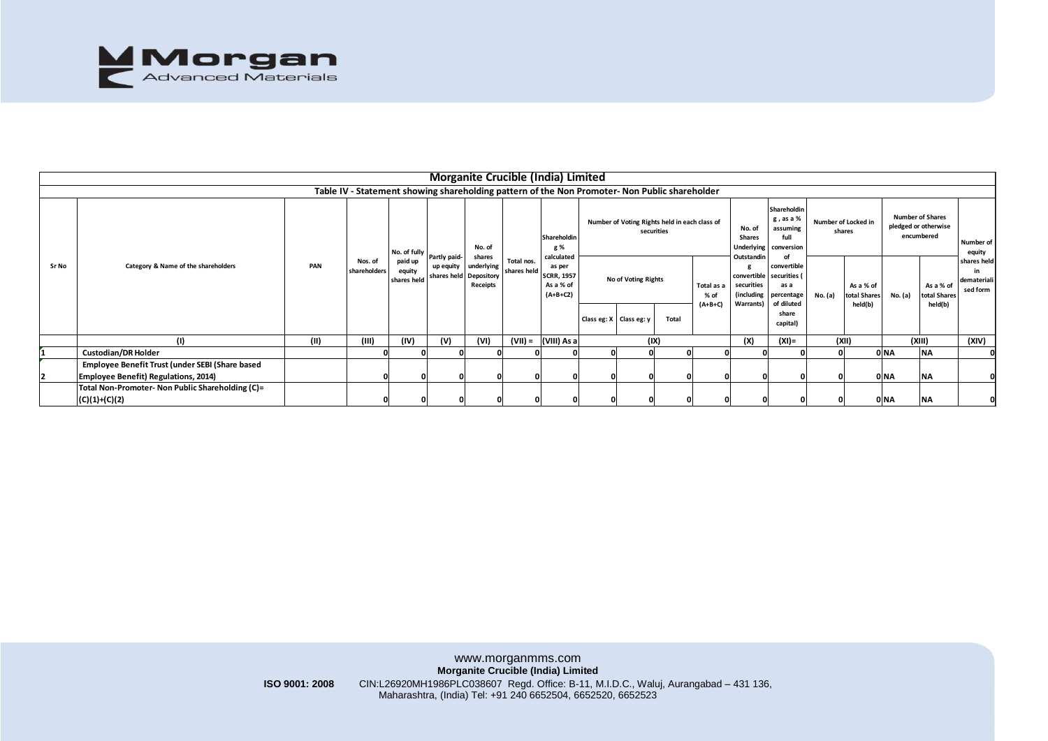## Morganite Crucible (India) Limited

### Table IV - Statement showing shareholding pattern of the Non Promoter- Non Public shareholder

| Sr No | Category & Name of the shareholders | PAN | Nos. of shareholders | No. of fully paid up equity shares held | Partly paid-up equity shares held | No. of shares underlying Depository Receipts | Total nos. shares held | Shareholding % calculated as per SCRR, 1957 As a % of (A+B+C2) | Number of Voting Rights held in each class of securities | | | | No. of Shares Underlying Outstanding convertible securities (including Warrants) | Shareholding , as a % assuming full conversion of convertible securities ( as a percentage of diluted share capital) | Number of Locked in shares | | Number of Shares pledged or otherwise encumbered | | Number of equity shares held in dematerialised form |
|---|---|---|---|---|---|---|---|---|---|---|---|---|---|---|---|---|---|---|---|
| | | | | | | | | | No of Voting Rights | | | Total as a % of (A+B+C) | | | No. (a) | As a % of total Shares held(b) | No. (a) | As a % of total Shares held(b) | |
| | | | | | | | | | Class eg: X | Class eg: y | Total | | | | | | | | |
| | (I) | (II) | (III) | (IV) | (V) | (VI) | (VII) = | (VIII) As a | (IX) | | | | (X) | (XI)= | (XII) | | (XIII) | | (XIV) |
| 1 | Custodian/DR Holder | | 0 | 0 | 0 | 0 | 0 | 0 | 0 | 0 | 0 | 0 | 0 | 0 | 0 | 0 | NA | NA | 0 |
| 2 | Employee Benefit Trust (under SEBI (Share based Employee Benefit) Regulations, 2014) | | 0 | 0 | 0 | 0 | 0 | 0 | 0 | 0 | 0 | 0 | 0 | 0 | 0 | 0 | NA | NA | 0 |
| | Total Non-Promoter- Non Public Shareholding (C)= (C)(1)+(C)(2) | | 0 | 0 | 0 | 0 | 0 | 0 | 0 | 0 | 0 | 0 | 0 | 0 | 0 | 0 | NA | NA | 0 |